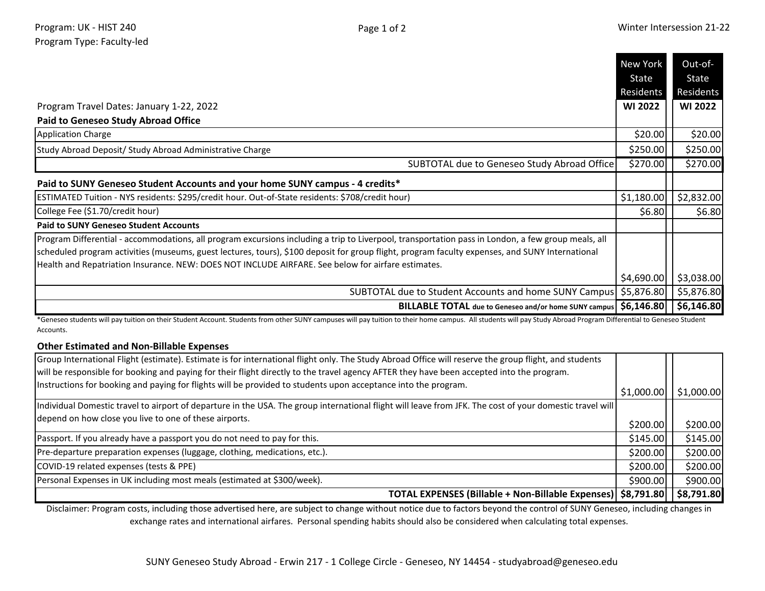Program: UK - HIST 240
Program Type: Faculty-led

Winter Intersession 21-22

| | New York State Residents WI 2022 | Out-of-State Residents WI 2022 |
|---|---|---|
| Program Travel Dates: January 1-22, 2022 | | |
| **Paid to Geneseo Study Abroad Office** | | |
| Application Charge | $20.00 | $20.00 |
| Study Abroad Deposit/ Study Abroad Administrative Charge | $250.00 | $250.00 |
| SUBTOTAL due to Geneseo Study Abroad Office | $270.00 | $270.00 |
| **Paid to SUNY Geneseo Student Accounts and your home SUNY campus - 4 credits*** | | |
| ESTIMATED Tuition - NYS residents: $295/credit hour. Out-of-State residents: $708/credit hour) | $1,180.00 | $2,832.00 |
| College Fee ($1.70/credit hour) | $6.80 | $6.80 |
| **Paid to SUNY Geneseo Student Accounts** | | |
| Program Differential - accommodations, all program excursions including a trip to Liverpool, transportation pass in London, a few group meals, all scheduled program activities (museums, guest lectures, tours), $100 deposit for group flight, program faculty expenses, and SUNY International Health and Repatriation Insurance. NEW: DOES NOT INCLUDE AIRFARE. See below for airfare estimates. | $4,690.00 | $3,038.00 |
| SUBTOTAL due to Student Accounts and home SUNY Campus | $5,876.80 | $5,876.80 |
| **BILLABLE TOTAL** **due to Geneseo and/or home SUNY campus** | **$6,146.80** | **$6,146.80** |

*Geneseo students will pay tuition on their Student Account. Students from other SUNY campuses will pay tuition to their home campus. All students will pay Study Abroad Program Differential to Geneseo Student Accounts.

**Other Estimated and Non-Billable Expenses**

| | | |
|---|---|---|
| Group International Flight (estimate). Estimate is for international flight only. The Study Abroad Office will reserve the group flight, and students will be responsible for booking and paying for their flight directly to the travel agency AFTER they have been accepted into the program. Instructions for booking and paying for flights will be provided to students upon acceptance into the program. | $1,000.00 | $1,000.00 |
| Individual Domestic travel to airport of departure in the USA. The group international flight will leave from JFK. The cost of your domestic travel will depend on how close you live to one of these airports. | $200.00 | $200.00 |
| Passport. If you already have a passport you do not need to pay for this. | $145.00 | $145.00 |
| Pre-departure preparation expenses (luggage, clothing, medications, etc.). | $200.00 | $200.00 |
| COVID-19 related expenses (tests & PPE) | $200.00 | $200.00 |
| Personal Expenses in UK including most meals (estimated at $300/week). | $900.00 | $900.00 |
| **TOTAL EXPENSES (Billable + Non-Billable Expenses)** | **$8,791.80** | **$8,791.80** |

Disclaimer: Program costs, including those advertised here, are subject to change without notice due to factors beyond the control of SUNY Geneseo, including changes in exchange rates and international airfares. Personal spending habits should also be considered when calculating total expenses.

SUNY Geneseo Study Abroad - Erwin 217 - 1 College Circle - Geneseo, NY 14454 - studyabroad@geneseo.edu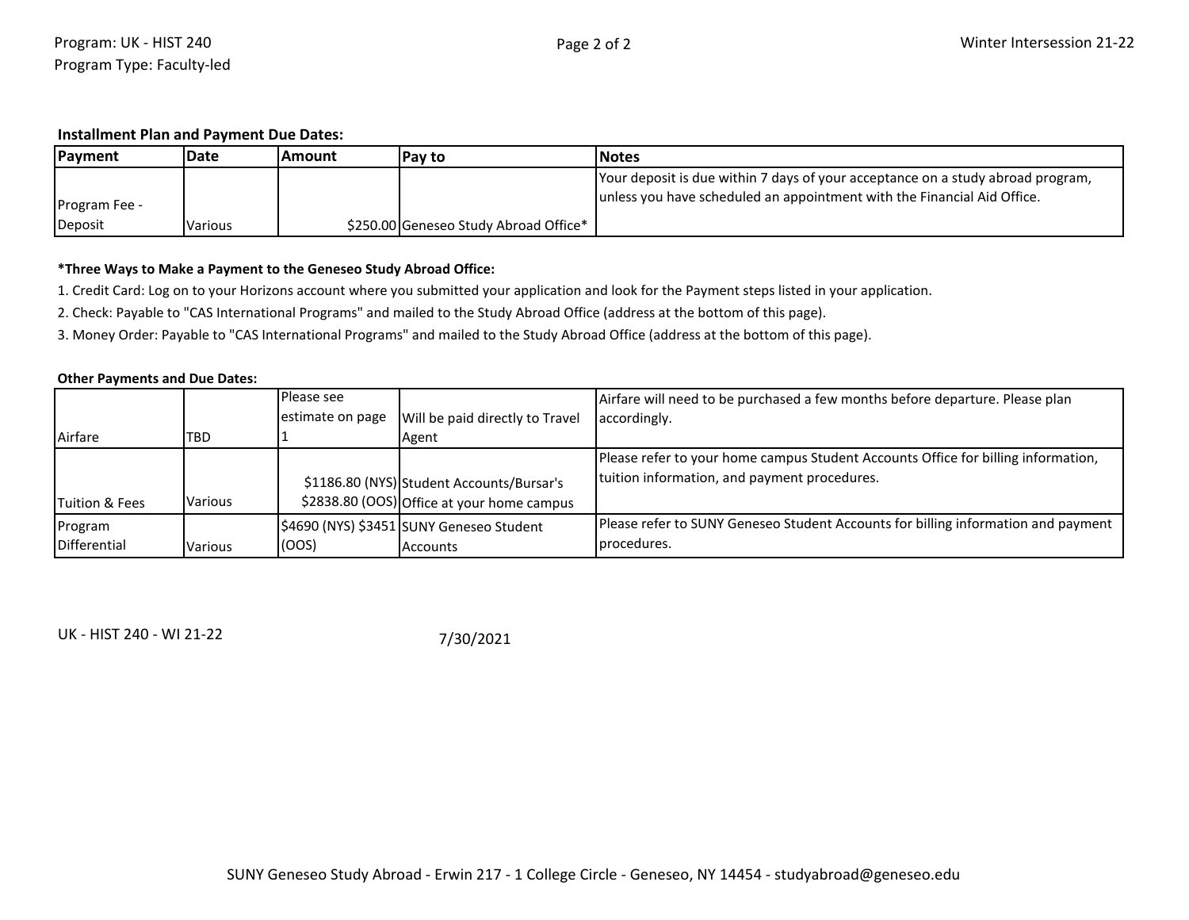**Installment Plan and Payment Due Dates:**

| Payment | Date | Amount | Pay to | Notes |
|---|---|---|---|---|
| Program Fee - Deposit | Various | $250.00 | Geneseo Study Abroad Office* | Your deposit is due within 7 days of your acceptance on a study abroad program, unless you have scheduled an appointment with the Financial Aid Office. |

**\*Three Ways to Make a Payment to the Geneseo Study Abroad Office:**

1. Credit Card: Log on to your Horizons account where you submitted your application and look for the Payment steps listed in your application.
2. Check: Payable to "CAS International Programs" and mailed to the Study Abroad Office (address at the bottom of this page).
3. Money Order: Payable to "CAS International Programs" and mailed to the Study Abroad Office (address at the bottom of this page).

**Other Payments and Due Dates:**

| | | | | |
|---|---|---|---|---|
| Airfare | TBD | Please see estimate on page 1 | Will be paid directly to Travel Agent | Airfare will need to be purchased a few months before departure. Please plan accordingly. |
| Tuition & Fees | Various | $1186.80 (NYS) $2838.80 (OOS) | Student Accounts/Bursar's Office at your home campus | Please refer to your home campus Student Accounts Office for billing information, tuition information, and payment procedures. |
| Program Differential | Various | $4690 (NYS) $3451 (OOS) | SUNY Geneseo Student Accounts | Please refer to SUNY Geneseo Student Accounts for billing information and payment procedures. |

UK - HIST 240 - WI 21-22

7/30/2021

SUNY Geneseo Study Abroad - Erwin 217 - 1 College Circle - Geneseo, NY 14454 - studyabroad@geneseo.edu